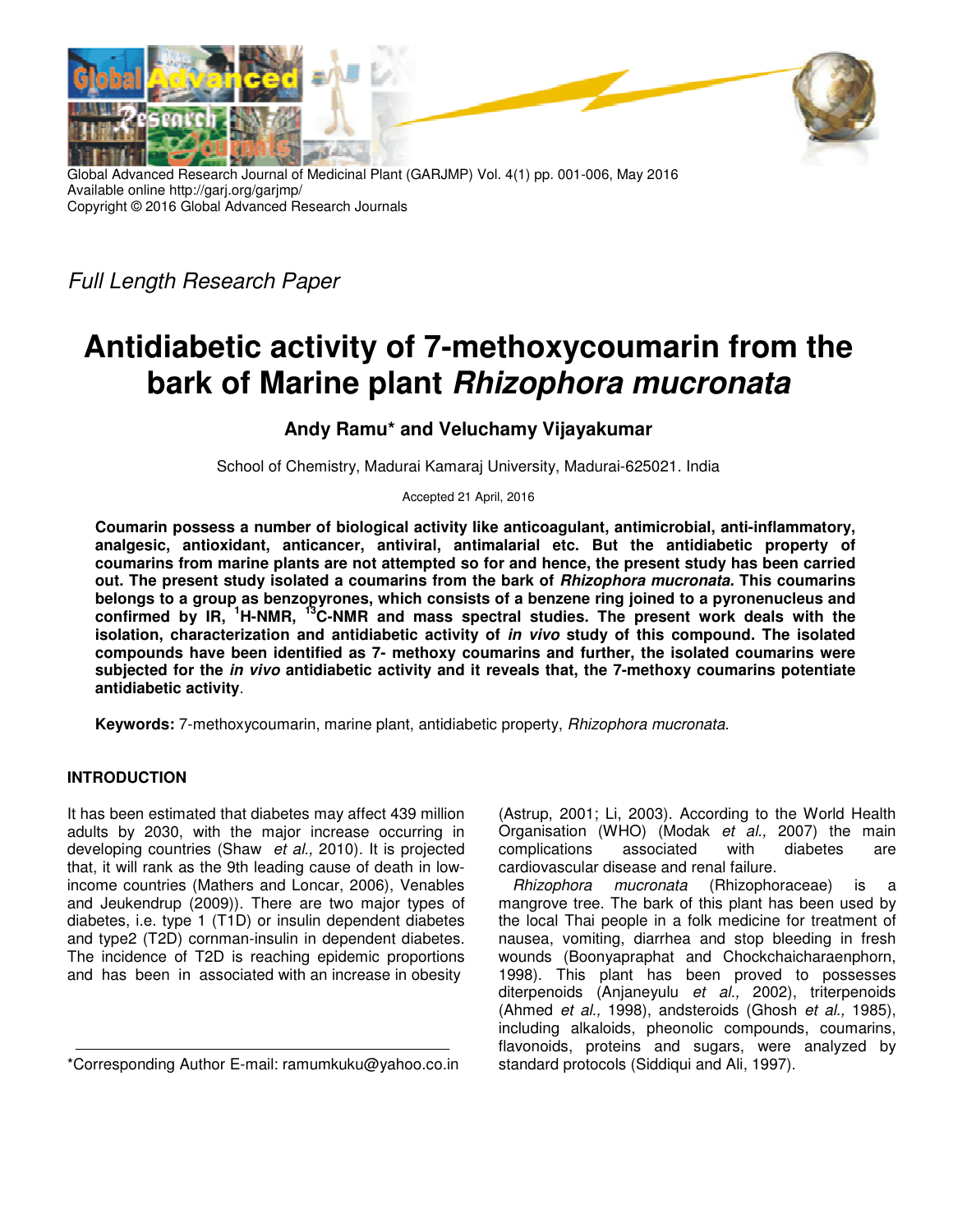Full Length Research Paper

# Antidiabetic activity of 7-methoxycoumarin from the bark of Marine plant *Rhizophora mucronata*

**Andy Ramu* and Veluchamy Vijayakumar**

School of Chemistry, Madurai Kamaraj University, Madurai-625021. India

Accepted 21 April, 2016

**Coumarin possess a number of biological activity like anticoagulant, antimicrobial, anti-inflammatory, analgesic, antioxidant, anticancer, antiviral, antimalarial etc. But the antidiabetic property of coumarins from marine plants are not attempted so for and hence, the present study has been carried out. The present study isolated a coumarins from the bark of *Rhizophora mucronata.* This coumarins belongs to a group as benzopyrones, which consists of a benzene ring joined to a pyronenucleus and confirmed by IR, $^{1}$H-NMR, $^{13}$C-NMR and mass spectral studies. The present work deals with the isolation, characterization and antidiabetic activity of *in vivo* study of this compound. The isolated compounds have been identified as 7- methoxy coumarins and further, the isolated coumarins were subjected for the *in vivo* antidiabetic activity and it reveals that, the 7-methoxy coumarins potentiate antidiabetic activity**.

**Keywords:** 7-methoxycoumarin, marine plant, antidiabetic property, *Rhizophora mucronata.*

## INTRODUCTION

It has been estimated that diabetes may affect 439 million adults by 2030, with the major increase occurring in developing countries (Shaw *et al.,* 2010). It is projected that, it will rank as the 9th leading cause of death in low-income countries (Mathers and Loncar, 2006), Venables and Jeukendrup (2009)). There are two major types of diabetes, i.e. type 1 (T1D) or insulin dependent diabetes and type2 (T2D) cornman-insulin in dependent diabetes. The incidence of T2D is reaching epidemic proportions and has been in associated with an increase in obesity (Astrup, 2001; Li, 2003). According to the World Health Organisation (WHO) (Modak *et al.,* 2007) the main complications associated with diabetes are cardiovascular disease and renal failure.

*Rhizophora mucronata* (Rhizophoraceae) is a mangrove tree. The bark of this plant has been used by the local Thai people in a folk medicine for treatment of nausea, vomiting, diarrhea and stop bleeding in fresh wounds (Boonyapraphat and Chockchaicharaenphorn, 1998). This plant has been proved to possesses diterpenoids (Anjaneyulu *et al.,* 2002), triterpenoids (Ahmed *et al.,* 1998), andsteroids (Ghosh *et al.,* 1985), including alkaloids, pheonolic compounds, coumarins, flavonoids, proteins and sugars, were analyzed by standard protocols (Siddiqui and Ali, 1997).

*Corresponding Author E-mail: ramumkuku@yahoo.co.in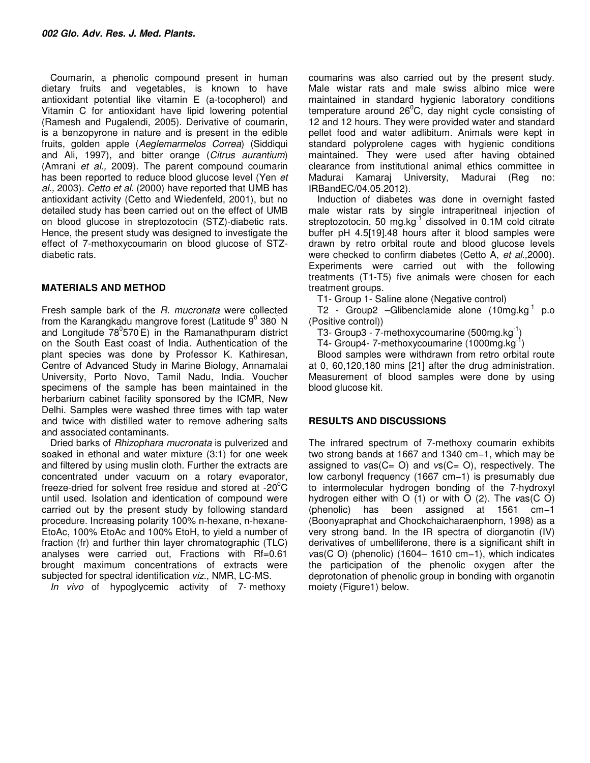Coumarin, a phenolic compound present in human dietary fruits and vegetables, is known to have antioxidant potential like vitamin E (a-tocopherol) and Vitamin C for antioxidant have lipid lowering potential (Ramesh and Pugalendi, 2005). Derivative of coumarin, is a benzopyrone in nature and is present in the edible fruits, golden apple (*Aeglemarmelos Correa*) (Siddiqui and Ali, 1997), and bitter orange (*Citrus aurantium*) (Amrani *et al.,* 2009). The parent compound coumarin has been reported to reduce blood glucose level (Yen *et al.,* 2003). *Cetto et al*. (2000) have reported that UMB has antioxidant activity (Cetto and Wiedenfeld, 2001), but no detailed study has been carried out on the effect of UMB on blood glucose in streptozotocin (STZ)-diabetic rats. Hence, the present study was designed to investigate the effect of 7-methoxycoumarin on blood glucose of STZ-diabetic rats.

## MATERIALS AND METHOD

Fresh sample bark of the *R. mucronata* were collected from the Karangkadu mangrove forest (Latitude $9^0$ 380' N and Longitude $78^0$570'E) in the Ramanathpuram district on the South East coast of India. Authentication of the plant species was done by Professor K. Kathiresan, Centre of Advanced Study in Marine Biology, Annamalai University, Porto Novo, Tamil Nadu, India. Voucher specimens of the sample has been maintained in the herbarium cabinet facility sponsored by the ICMR, New Delhi. Samples were washed three times with tap water and twice with distilled water to remove adhering salts and associated contaminants.

Dried barks of *Rhizophara mucronata* is pulverized and soaked in ethonal and water mixture (3:1) for one week and filtered by using muslin cloth. Further the extracts are concentrated under vacuum on a rotary evaporator, freeze-dried for solvent free residue and stored at -20$^o$C until used. Isolation and idenctication of compound were carried out by the present study by following standard procedure. Increasing polarity 100% n-hexane, n-hexane-EtoAc, 100% EtoAc and 100% EtoH, to yield a number of fraction (fr) and further thin layer chromatographic (TLC) analyses were carried out, Fractions with Rf=0.61 brought maximum concentrations of extracts were subjected for spectral identification *viz*., NMR, LC-MS.

*In vivo* of hypoglycemic activity of 7- methoxy coumarins was also carried out by the present study. Male wistar rats and male swiss albino mice were maintained in standard hygienic laboratory conditions temperature around 26$^0$C, day night cycle consisting of 12 and 12 hours. They were provided water and standard pellet food and water adlibitum. Animals were kept in standard polyprolene cages with hygienic conditions maintained. They were used after having obtained clearance from institutional animal ethics committee in Madurai Kamaraj University, Madurai (Reg no: IRBandEC/04.05.2012).

Induction of diabetes was done in overnight fasted male wistar rats by single intraperitneal injection of streptozotocin, 50 mg.kg$^{-1}$ dissolved in 0.1M cold citrate buffer pH 4.5[19].48 hours after it blood samples were drawn by retro orbital route and blood glucose levels were checked to confirm diabetes (Cetto A, *et al.,*2000). Experiments were carried out with the following treatments (T1-T5) five animals were chosen for each treatment groups.

T1- Group 1- Saline alone (Negative control)

T2 - Group2 –Glibenclamide alone (10mg.kg$^{-1}$ p.o (Positive control))

T3- Group3 - 7-methoxycoumarine (500mg.kg$^{-1}$)

T4- Group4- 7-methoxycoumarine (1000mg.kg$^{-1}$)

Blood samples were withdrawn from retro orbital route at 0, 60,120,180 mins [21] after the drug administration. Measurement of blood samples were done by using blood glucose kit.

## RESULTS AND DISCUSSIONS

The infrared spectrum of 7-methoxy coumarin exhibits two strong bands at 1667 and 1340 cm−1, which may be assigned to *v*as(C= O) and *v*s(C= O), respectively. The low carbonyl frequency (1667 cm−1) is presumably due to intermolecular hydrogen bonding of the 7-hydroxyl hydrogen either with O (1) or with O (2). The *v*as(C O) (phenolic) has been assigned at 1561 cm−1 (Boonyapraphat and Chockchaicharaenphorn, 1998) as a very strong band. In the IR spectra of diorganotin (IV) derivatives of umbelliferone, there is a significant shift in *v*as(C O) (phenolic) (1604– 1610 cm−1), which indicates the participation of the phenolic oxygen after the deprotonation of phenolic group in bonding with organotin moiety (Figure1) below.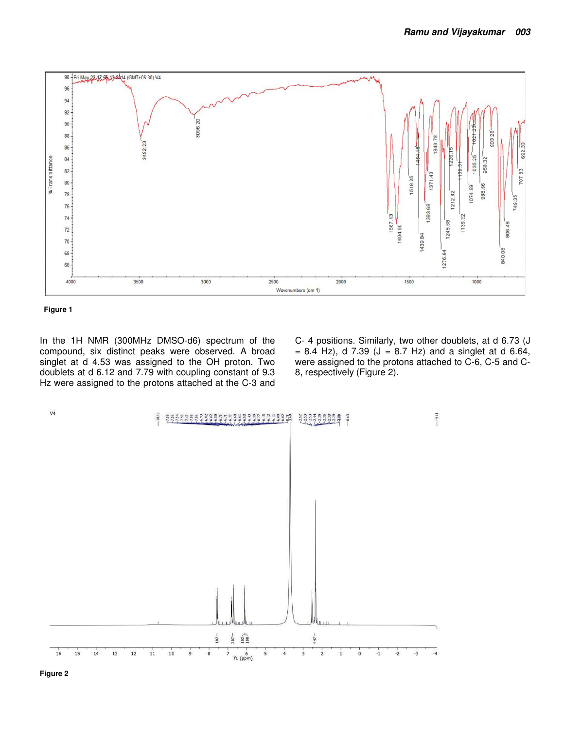Figure 1

In the 1H NMR (300MHz DMSO-d6) spectrum of the compound, six distinct peaks were observed. A broad singlet at d 4.53 was assigned to the OH proton. Two doublets at d 6.12 and 7.79 with coupling constant of 9.3 Hz were assigned to the protons attached at the C-3 and C- 4 positions. Similarly, two other doublets, at d 6.73 (J = 8.4 Hz), d 7.39 (J = 8.7 Hz) and a singlet at d 6.64, were assigned to the protons attached to C-6, C-5 and C-8, respectively (Figure 2).

Figure 2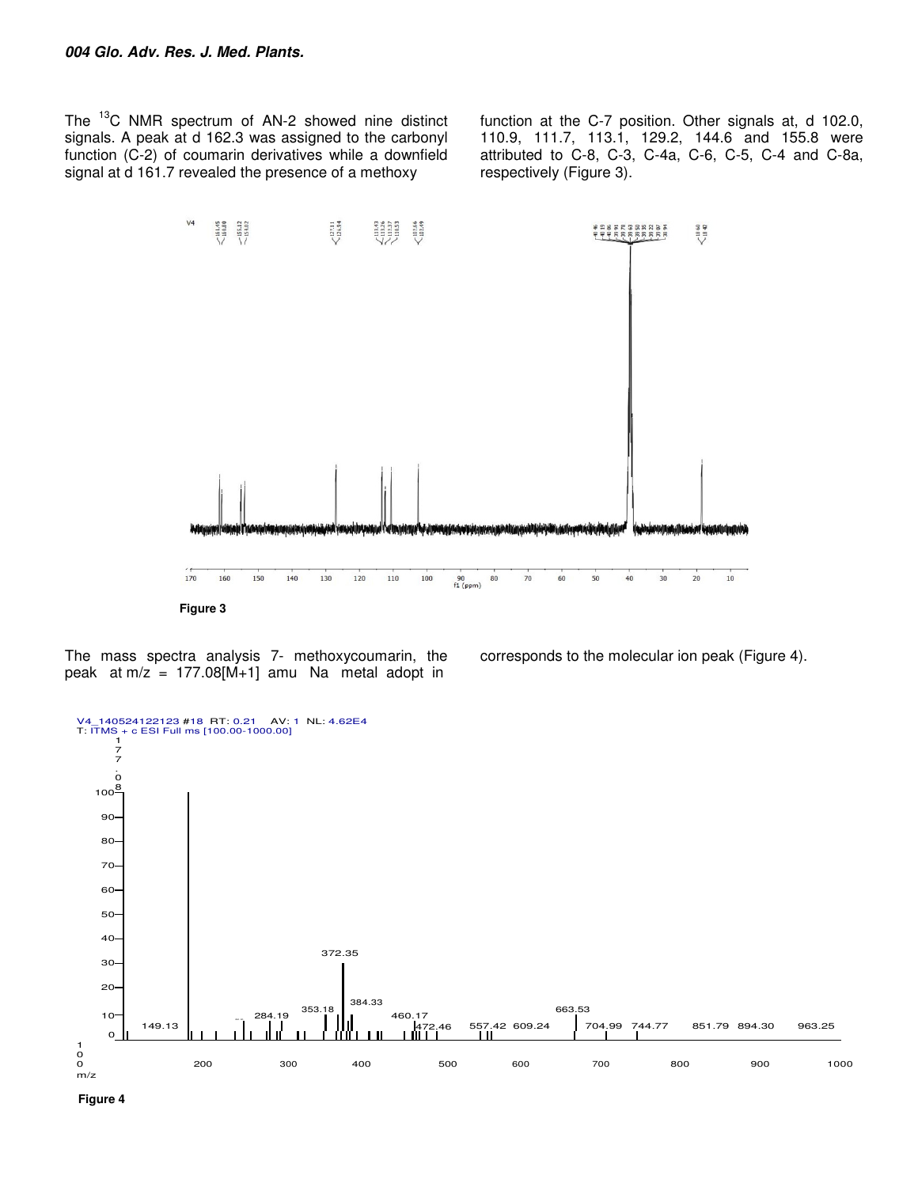The $^{13}C$ NMR spectrum of AN-2 showed nine distinct signals. A peak at d 162.3 was assigned to the carbonyl function (C-2) of coumarin derivatives while a downfield signal at d 161.7 revealed the presence of a methoxy function at the C-7 position. Other signals at, d 102.0, 110.9, 111.7, 113.1, 129.2, 144.6 and 155.8 were attributed to C-8, C-3, C-4a, C-6, C-5, C-4 and C-8a, respectively (Figure 3).

**Figure 3**

The mass spectra analysis 7- methoxycoumarin, the peak at m/z = 177.08[M+1] amu Na metal adopt in corresponds to the molecular ion peak (Figure 4).

**Figure 4**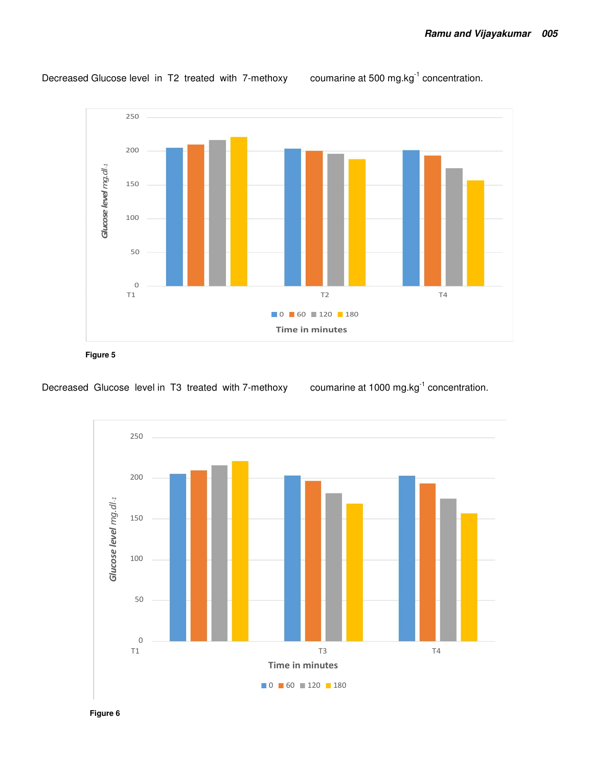Decreased Glucose level in T2 treated with 7-methoxy coumarine at 500 mg.kg$^{-1}$ concentration.

**Figure 5**

Decreased Glucose level in T3 treated with 7-methoxy coumarine at 1000 mg.kg$^{-1}$ concentration.

**Figure 6**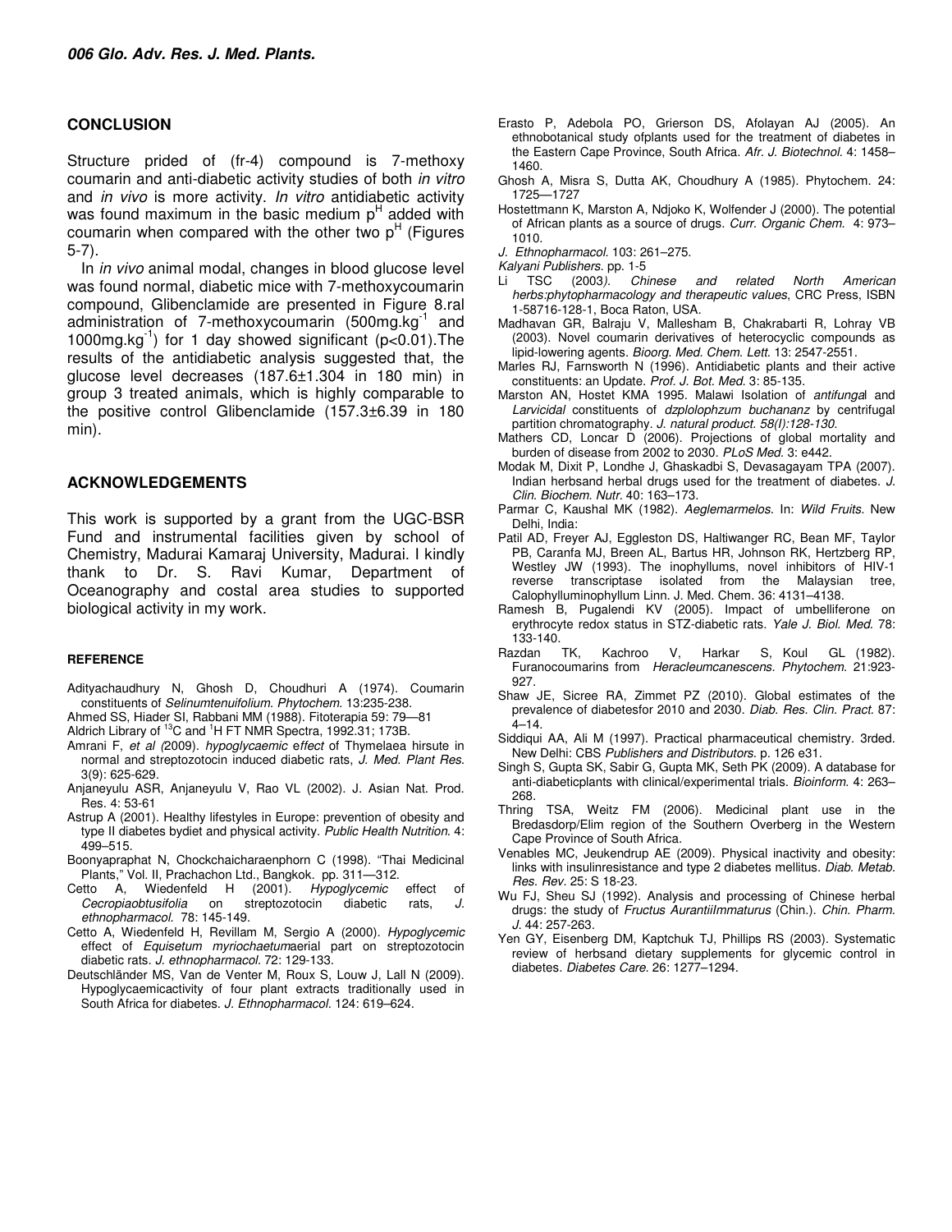## CONCLUSION

Structure prided of (fr-4) compound is 7-methoxy coumarin and anti-diabetic activity studies of both *in vitro* and *in vivo* is more activity. *In vitro* antidiabetic activity was found maximum in the basic medium $p^H$ added with coumarin when compared with the other two $p^H$ (Figures 5-7).

In *in vivo* animal modal, changes in blood glucose level was found normal, diabetic mice with 7-methoxycoumarin compound, Glibenclamide are presented in Figure 8.ral administration of 7-methoxycoumarin ($500 mg.kg^{-1}$ and $1000 mg.kg^{-1}$) for 1 day showed significant ($p<0.01$).The results of the antidiabetic analysis suggested that, the glucose level decreases (187.6±1.304 in 180 min) in group 3 treated animals, which is highly comparable to the positive control Glibenclamide (157.3±6.39 in 180 min).

## ACKNOWLEDGEMENTS

This work is supported by a grant from the UGC-BSR Fund and instrumental facilities given by school of Chemistry, Madurai Kamaraj University, Madurai. I kindly thank to Dr. S. Ravi Kumar, Department of Oceanography and costal area studies to supported biological activity in my work.

### REFERENCE

Adityachaudhury N, Ghosh D, Choudhuri A (1974). Coumarin constituents of *Selinumtenuifolium*. *Phytochem.* 13:235-238.

Ahmed SS, Hiader SI, Rabbani MM (1988). Fitoterapia 59: 79—81

Aldrich Library of $^{13}C$ and $^{1}H$ FT NMR Spectra, 1992.31; 173B.

Amrani F, *et al (*2009). *hypoglycaemic effect* of Thymelaea hirsute in normal and streptozotocin induced diabetic rats, *J. Med. Plant Res.* 3(9): 625-629.

Anjaneyulu ASR, Anjaneyulu V, Rao VL (2002). J. Asian Nat. Prod. Res. 4: 53-61

Astrup A (2001). Healthy lifestyles in Europe: prevention of obesity and type II diabetes bydiet and physical activity. *Public Health Nutrition.* 4: 499–515.

Boonyapraphat N, Chockchaicharaenphorn C (1998). "Thai Medicinal Plants," Vol. II, Prachachon Ltd., Bangkok. pp. 311—312.

Cetto A, Wiedenfeld H (2001). *Hypoglycemic* effect of *Cecropiaobtusifolia* on streptozotocin diabetic rats, *J. ethnopharmacol.* 78: 145-149.

Cetto A, Wiedenfeld H, Revillam M, Sergio A (2000). *Hypoglycemic* effect of *Equisetum myriochaetum*aerial part on streptozotocin diabetic rats. *J. ethnopharmacol.* 72: 129-133.

Deutschländer MS, Van de Venter M, Roux S, Louw J, Lall N (2009). Hypoglycaemicactivity of four plant extracts traditionally used in South Africa for diabetes. *J. Ethnopharmacol.* 124: 619–624.

Erasto P, Adebola PO, Grierson DS, Afolayan AJ (2005). An ethnobotanical study ofplants used for the treatment of diabetes in the Eastern Cape Province, South Africa. *Afr. J. Biotechnol.* 4: 1458–1460.

Ghosh A, Misra S, Dutta AK, Choudhury A (1985). Phytochem. 24: 1725—1727

Hostettmann K, Marston A, Ndjoko K, Wolfender J (2000). The potential of African plants as a source of drugs. *Curr. Organic Chem.* 4: 973–1010.

*J. Ethnopharmacol.* 103: 261–275.

*Kalyani Publishers*. pp. 1-5

Li TSC (2003*). Chinese and related North American herbs:phytopharmacology and therapeutic values*, CRC Press, ISBN 1-58716-128-1, Boca Raton, USA.

Madhavan GR, Balraju V, Mallesham B, Chakrabarti R, Lohray VB (2003). Novel coumarin derivatives of heterocyclic compounds as lipid-lowering agents. *Bioorg. Med. Chem. Lett.* 13: 2547-2551.

Marles RJ, Farnsworth N (1996). Antidiabetic plants and their active constituents: an Update. *Prof. J. Bot. Med.* 3: 85-135.

Marston AN, Hostet KMA 1995. Malawi Isolation of *antifunga*l and *Larvicidal* constituents of *dzplolophzum buchananz* by centrifugal partition chromatography. *J. natural product. 58(l):128-130.*

Mathers CD, Loncar D (2006). Projections of global mortality and burden of disease from 2002 to 2030. *PLoS Med.* 3: e442.

Modak M, Dixit P, Londhe J, Ghaskadbi S, Devasagayam TPA (2007). Indian herbsand herbal drugs used for the treatment of diabetes. *J. Clin. Biochem. Nutr.* 40: 163–173.

Parmar C, Kaushal MK (1982). *Aeglemarmelos*. In: *Wild Fruits.* New Delhi, India:

Patil AD, Freyer AJ, Eggleston DS, Haltiwanger RC, Bean MF, Taylor PB, Caranfa MJ, Breen AL, Bartus HR, Johnson RK, Hertzberg RP, Westley JW (1993). The inophyllums, novel inhibitors of HIV-1 reverse transcriptase isolated from the Malaysian tree, Calophylluminophyllum Linn. J. Med. Chem. 36: 4131–4138.

Ramesh B, Pugalendi KV (2005). Impact of umbelliferone on erythrocyte redox status in STZ-diabetic rats. *Yale J. Biol. Med.* 78: 133-140.

Razdan TK, Kachroo V, Harkar S, Koul GL (1982). Furanocoumarins from *Heracleumcanescens. Phytochem.* 21:923-927.

Shaw JE, Sicree RA, Zimmet PZ (2010). Global estimates of the prevalence of diabetesfor 2010 and 2030. *Diab. Res. Clin. Pract.* 87: 4–14.

Siddiqui AA, Ali M (1997). Practical pharmaceutical chemistry. 3rded. New Delhi: CBS *Publishers and Distributors*. p. 126 e31.

Singh S, Gupta SK, Sabir G, Gupta MK, Seth PK (2009). A database for anti-diabeticplants with clinical/experimental trials. *Bioinform.* 4: 263–268.

Thring TSA, Weitz FM (2006). Medicinal plant use in the Bredasdorp/Elim region of the Southern Overberg in the Western Cape Province of South Africa.

Venables MC, Jeukendrup AE (2009). Physical inactivity and obesity: links with insulinresistance and type 2 diabetes mellitus. *Diab. Metab. Res. Rev.* 25: S 18-23.

Wu FJ, Sheu SJ (1992). Analysis and processing of Chinese herbal drugs: the study of *Fructus AurantiiImmaturus* (Chin.). *Chin. Pharm. J.* 44: 257-263.

Yen GY, Eisenberg DM, Kaptchuk TJ, Phillips RS (2003). Systematic review of herbsand dietary supplements for glycemic control in diabetes. *Diabetes Care.* 26: 1277–1294.